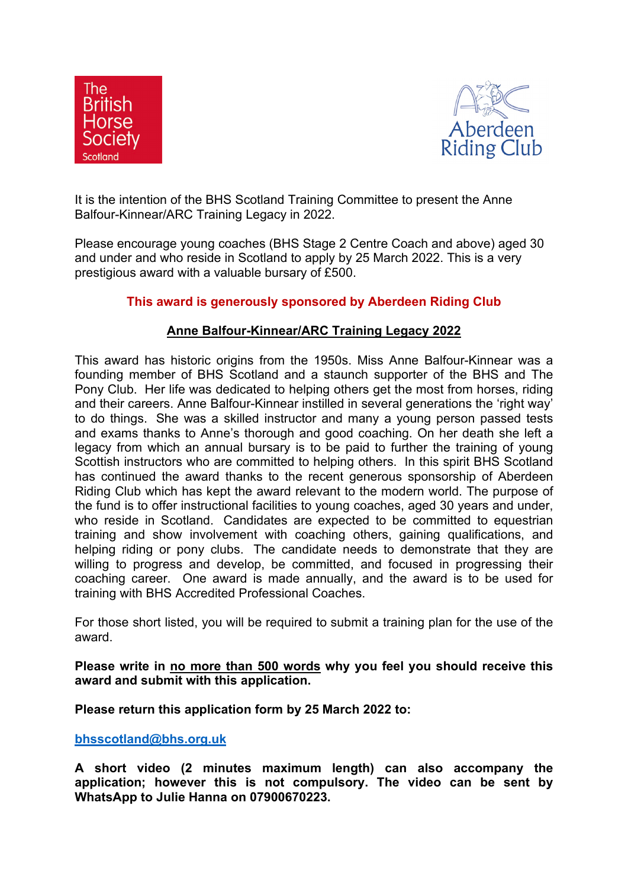The British Horse Society Scotland

Aberdeen Riding Club

It is the intention of the BHS Scotland Training Committee to present the Anne Balfour-Kinnear/ARC Training Legacy in 2022.

Please encourage young coaches (BHS Stage 2 Centre Coach and above) aged 30 and under and who reside in Scotland to apply by 25 March 2022. This is a very prestigious award with a valuable bursary of £500.

**This award is generously sponsored by Aberdeen Riding Club**

## Anne Balfour-Kinnear/ARC Training Legacy 2022

This award has historic origins from the 1950s. Miss Anne Balfour-Kinnear was a founding member of BHS Scotland and a staunch supporter of the BHS and The Pony Club. Her life was dedicated to helping others get the most from horses, riding and their careers. Anne Balfour-Kinnear instilled in several generations the 'right way' to do things. She was a skilled instructor and many a young person passed tests and exams thanks to Anne's thorough and good coaching. On her death she left a legacy from which an annual bursary is to be paid to further the training of young Scottish instructors who are committed to helping others. In this spirit BHS Scotland has continued the award thanks to the recent generous sponsorship of Aberdeen Riding Club which has kept the award relevant to the modern world. The purpose of the fund is to offer instructional facilities to young coaches, aged 30 years and under, who reside in Scotland. Candidates are expected to be committed to equestrian training and show involvement with coaching others, gaining qualifications, and helping riding or pony clubs. The candidate needs to demonstrate that they are willing to progress and develop, be committed, and focused in progressing their coaching career. One award is made annually, and the award is to be used for training with BHS Accredited Professional Coaches.

For those short listed, you will be required to submit a training plan for the use of the award.

**Please write in no more than 500 words why you feel you should receive this award and submit with this application.**

**Please return this application form by 25 March 2022 to:**

**bhsscotland@bhs.org.uk**

**A short video (2 minutes maximum length) can also accompany the application; however this is not compulsory. The video can be sent by WhatsApp to Julie Hanna on 07900670223.**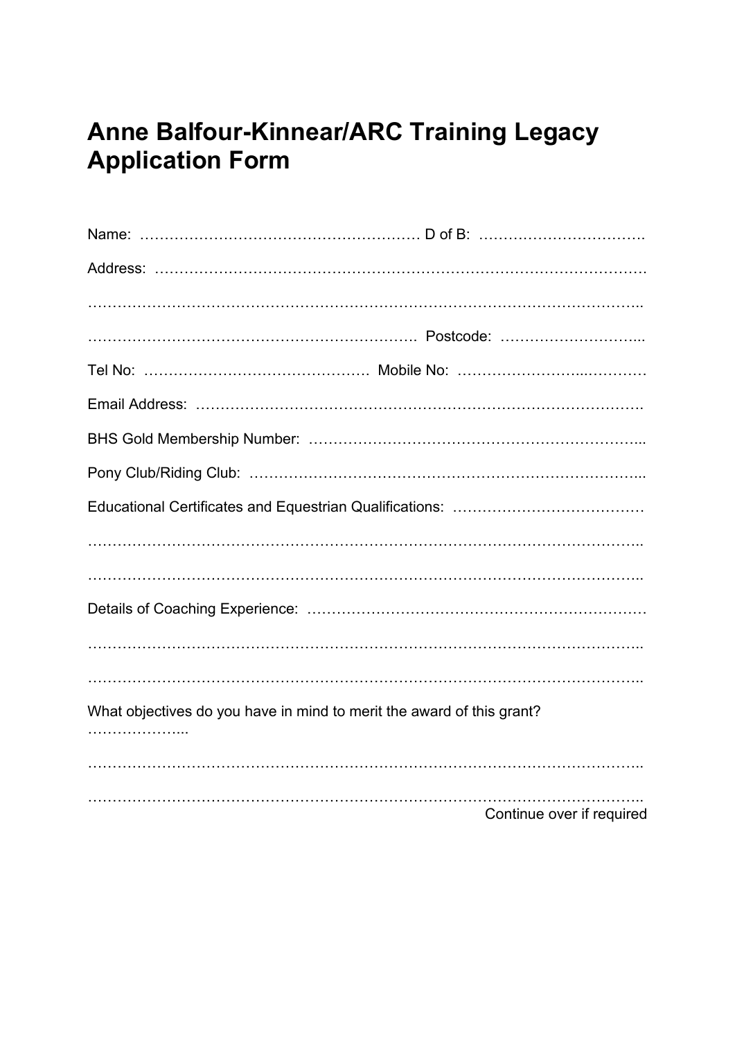# Anne Balfour-Kinnear/ARC Training Legacy Application Form

Name: ………………………………………………… D of B: …………………………….

Address: ………………………………………………………………………………………

…………………………………………………………………………………………………..

…………………………………………………………. Postcode: ………………………...

Tel No: ……………………………………… Mobile No: …………………...…………

Email Address: ……………………………………………………………………………….

BHS Gold Membership Number: ……………………………………………………………...

Pony Club/Riding Club: ……………………………………………………………………...

Educational Certificates and Equestrian Qualifications: …………………………………

…………………………………………………………………………………………………..

…………………………………………………………………………………………………..

Details of Coaching Experience: ……………………………………………………………

…………………………………………………………………………………………………..

…………………………………………………………………………………………………..

What objectives do you have in mind to merit the award of this grant? ………………...

…………………………………………………………………………………………………..

…………………………………………………………………………………………………..

Continue over if required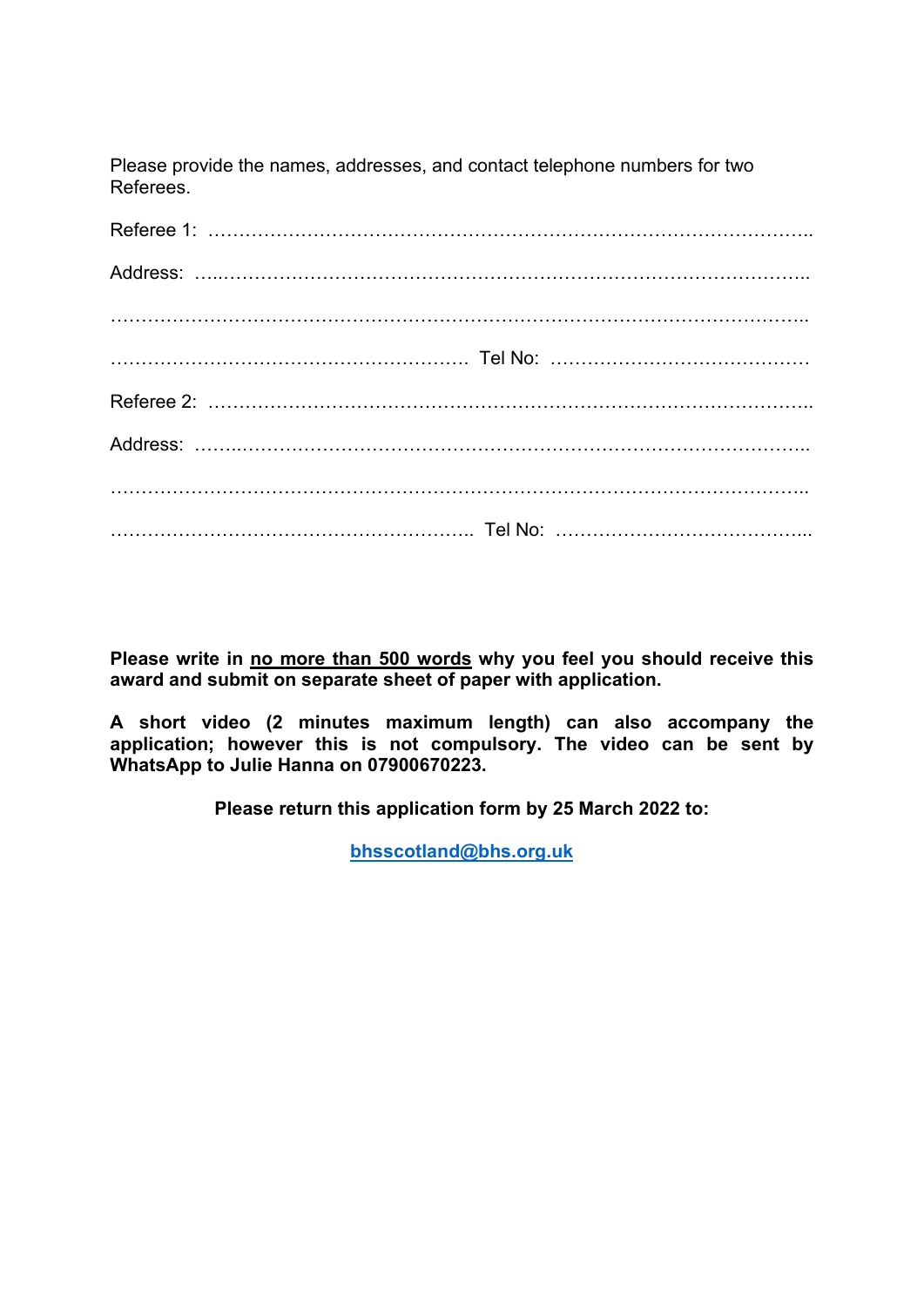Please provide the names, addresses, and contact telephone numbers for two Referees.

Referee 1: ………………………………………………………………………………..

Address: …..……………………………………………………………………………..

……………………………………………………………………………………………..

…………………………………………………. Tel No: ……………………………………

Referee 2: ………………………………………………………………………………..

Address: ……..…………………………………………………………………………..

……………………………………………………………………………………………..

………………………………………………….. Tel No: …………………………………...

**Please write in <u>no more than 500 words</u> why you feel you should receive this award and submit on separate sheet of paper with application.**

**A short video (2 minutes maximum length) can also accompany the application; however this is not compulsory. The video can be sent by WhatsApp to Julie Hanna on 07900670223.**

**Please return this application form by 25 March 2022 to:**

**[bhsscotland@bhs.org.uk](mailto:bhsscotland@bhs.org.uk)**